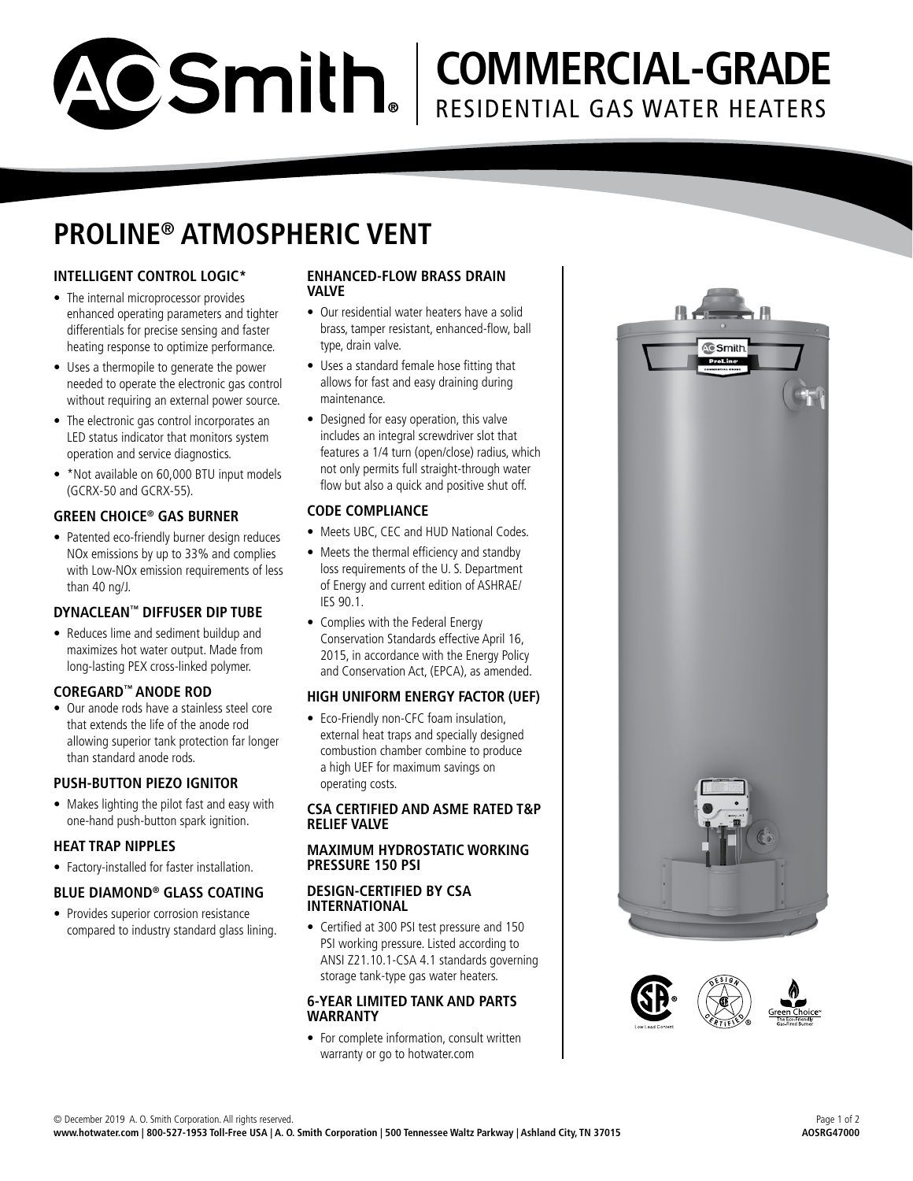# A.O. Smith COMMERCIAL-GRADE RESIDENTIAL GAS WATER HEATERS

## PROLINE® ATMOSPHERIC VENT

### INTELLIGENT CONTROL LOGIC*

- The internal microprocessor provides enhanced operating parameters and tighter differentials for precise sensing and faster heating response to optimize performance.
- Uses a thermopile to generate the power needed to operate the electronic gas control without requiring an external power source.
- The electronic gas control incorporates an LED status indicator that monitors system operation and service diagnostics.
- *Not available on 60,000 BTU input models (GCRX-50 and GCRX-55).

### GREEN CHOICE® GAS BURNER

- Patented eco-friendly burner design reduces NOx emissions by up to 33% and complies with Low-NOx emission requirements of less than 40 ng/J.

### DYNACLEAN™ DIFFUSER DIP TUBE

- Reduces lime and sediment buildup and maximizes hot water output. Made from long-lasting PEX cross-linked polymer.

### COREGARD™ ANODE ROD

- Our anode rods have a stainless steel core that extends the life of the anode rod allowing superior tank protection far longer than standard anode rods.

### PUSH-BUTTON PIEZO IGNITOR

- Makes lighting the pilot fast and easy with one-hand push-button spark ignition.

### HEAT TRAP NIPPLES

- Factory-installed for faster installation.

### BLUE DIAMOND® GLASS COATING

- Provides superior corrosion resistance compared to industry standard glass lining.

### ENHANCED-FLOW BRASS DRAIN VALVE

- Our residential water heaters have a solid brass, tamper resistant, enhanced-flow, ball type, drain valve.
- Uses a standard female hose fitting that allows for fast and easy draining during maintenance.
- Designed for easy operation, this valve includes an integral screwdriver slot that features a 1/4 turn (open/close) radius, which not only permits full straight-through water flow but also a quick and positive shut off.

### CODE COMPLIANCE

- Meets UBC, CEC and HUD National Codes.
- Meets the thermal efficiency and standby loss requirements of the U. S. Department of Energy and current edition of ASHRAE/IES 90.1.
- Complies with the Federal Energy Conservation Standards effective April 16, 2015, in accordance with the Energy Policy and Conservation Act, (EPCA), as amended.

### HIGH UNIFORM ENERGY FACTOR (UEF)

- Eco-Friendly non-CFC foam insulation, external heat traps and specially designed combustion chamber combine to produce a high UEF for maximum savings on operating costs.

### CSA CERTIFIED AND ASME RATED T&P RELIEF VALVE

### MAXIMUM HYDROSTATIC WORKING PRESSURE 150 PSI

### DESIGN-CERTIFIED BY CSA INTERNATIONAL

- Certified at 300 PSI test pressure and 150 PSI working pressure. Listed according to ANSI Z21.10.1-CSA 4.1 standards governing storage tank-type gas water heaters.

### 6-YEAR LIMITED TANK AND PARTS WARRANTY

- For complete information, consult written warranty or go to hotwater.com

© December 2019 A. O. Smith Corporation. All rights reserved.
**www.hotwater.com | 800-527-1953 Toll-Free USA | A. O. Smith Corporation | 500 Tennessee Waltz Parkway | Ashland City, TN 37015**

**AOSRG47000**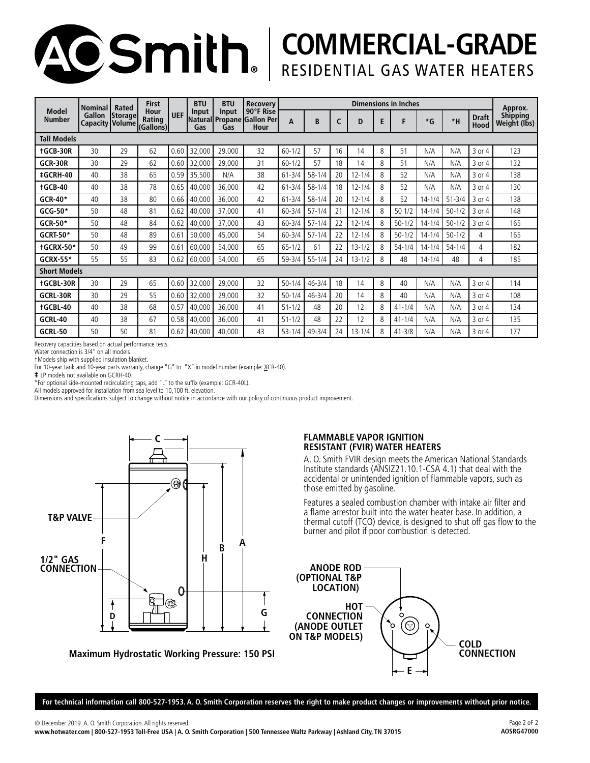# A.O. Smith

## COMMERCIAL-GRADE RESIDENTIAL GAS WATER HEATERS

| Model Number | Nominal Gallon Capacity | Rated Storage Volume | First Hour Rating (Gallons) | UEF | BTU Input Natural Gas | BTU Input Propane Gas | Recovery 90°F Rise Gallon Per Hour | Dimensions in Inches | | | | | | | | | Approx. Shipping Weight (lbs) |
|---|---|---|---|---|---|---|---|---|---|---|---|---|---|---|---|---|---|
| | | | | | | | | A | B | C | D | E | F | *G | *H | Draft Hood | |
| **Tall Models** | | | | | | | | | | | | | | | | | |
| †GCB-30R | 30 | 29 | 62 | 0.60 | 32,000 | 29,000 | 32 | 60-1/2 | 57 | 16 | 14 | 8 | 51 | N/A | N/A | 3 or 4 | 123 |
| GCR-30R | 30 | 29 | 62 | 0.60 | 32,000 | 29,000 | 31 | 60-1/2 | 57 | 18 | 14 | 8 | 51 | N/A | N/A | 3 or 4 | 132 |
| ‡GCRH-40 | 40 | 38 | 65 | 0.59 | 35,500 | N/A | 38 | 61-3/4 | 58-1/4 | 20 | 12-1/4 | 8 | 52 | N/A | N/A | 3 or 4 | 138 |
| †GCB-40 | 40 | 38 | 78 | 0.65 | 40,000 | 36,000 | 42 | 61-3/4 | 58-1/4 | 18 | 12-1/4 | 8 | 52 | N/A | N/A | 3 or 4 | 130 |
| GCR-40* | 40 | 38 | 80 | 0.66 | 40,000 | 36,000 | 42 | 61-3/4 | 58-1/4 | 20 | 12-1/4 | 8 | 52 | 14-1/4 | 51-3/4 | 3 or 4 | 138 |
| GCG-50* | 50 | 48 | 81 | 0.62 | 40,000 | 37,000 | 41 | 60-3/4 | 57-1/4 | 21 | 12-1/4 | 8 | 50 1/2 | 14-1/4 | 50-1/2 | 3 or 4 | 148 |
| GCR-50* | 50 | 48 | 84 | 0.62 | 40,000 | 37,000 | 43 | 60-3/4 | 57-1/4 | 22 | 12-1/4 | 8 | 50-1/2 | 14-1/4 | 50-1/2 | 3 or 4 | 165 |
| GCRT-50* | 50 | 48 | 89 | 0.61 | 50,000 | 45,000 | 54 | 60-3/4 | 57-1/4 | 22 | 12-1/4 | 8 | 50-1/2 | 14-1/4 | 50-1/2 | 4 | 165 |
| †GCRX-50* | 50 | 49 | 99 | 0.61 | 60,000 | 54,000 | 65 | 65-1/2 | 61 | 22 | 13-1/2 | 8 | 54-1/4 | 14-1/4 | 54-1/4 | 4 | 182 |
| GCRX-55* | 55 | 55 | 83 | 0.62 | 60,000 | 54,000 | 65 | 59-3/4 | 55-1/4 | 24 | 13-1/2 | 8 | 48 | 14-1/4 | 48 | 4 | 185 |
| **Short Models** | | | | | | | | | | | | | | | | | |
| †GCBL-30R | 30 | 29 | 65 | 0.60 | 32,000 | 29,000 | 32 | 50-1/4 | 46-3/4 | 18 | 14 | 8 | 40 | N/A | N/A | 3 or 4 | 114 |
| GCRL-30R | 30 | 29 | 55 | 0.60 | 32,000 | 29,000 | 32 | 50-1/4 | 46-3/4 | 20 | 14 | 8 | 40 | N/A | N/A | 3 or 4 | 108 |
| †GCBL-40 | 40 | 38 | 68 | 0.57 | 40,000 | 36,000 | 41 | 51-1/2 | 48 | 20 | 12 | 8 | 41-1/4 | N/A | N/A | 3 or 4 | 134 |
| GCRL-40 | 40 | 38 | 67 | 0.58 | 40,000 | 36,000 | 41 | 51-1/2 | 48 | 22 | 12 | 8 | 41-1/4 | N/A | N/A | 3 or 4 | 135 |
| GCRL-50 | 50 | 50 | 81 | 0.62 | 40,000 | 40,000 | 43 | 53-1/4 | 49-3/4 | 24 | 13-1/4 | 8 | 41-3/8 | N/A | N/A | 3 or 4 | 177 |

Recovery capacities based on actual performance tests.
Water connection is 3/4" on all models
†Models ship with supplied insulation blanket.
For 10-year tank and 10-year parts warranty, change "G" to "X" in model number (example: XCR-40).
‡ LP models not available on GCRH-40.
*For optional side-mounted recirculating taps, add "L" to the suffix (example: GCR-40L).
All models approved for installation from sea level to 10,100 ft. elevation.
Dimensions and specifications subject to change without notice in accordance with our policy of continuous product improvement.

C
T&P VALVE
F
1/2" GAS CONNECTION
D
H
B
A
G

**Maximum Hydrostatic Working Pressure: 150 PSI**

### FLAMMABLE VAPOR IGNITION RESISTANT (FVIR) WATER HEATERS

A. O. Smith FVIR design meets the American National Standards Institute standards (ANSIZ21.10.1-CSA 4.1) that deal with the accidental or unintended ignition of flammable vapors, such as those emitted by gasoline.

Features a sealed combustion chamber with intake air filter and a flame arrestor built into the water heater base. In addition, a thermal cutoff (TCO) device, is designed to shut off gas flow to the burner and pilot if poor combustion is detected.

ANODE ROD (OPTIONAL T&P LOCATION)
HOT CONNECTION (ANODE OUTLET ON T&P MODELS)
COLD CONNECTION
E

**For technical information call 800-527-1953. A. O. Smith Corporation reserves the right to make product changes or improvements without prior notice.**

© December 2019 A. O. Smith Corporation. All rights reserved.
**www.hotwater.com | 800-527-1953 Toll-Free USA | A. O. Smith Corporation | 500 Tennessee Waltz Parkway | Ashland City, TN 37015**

**AOSRG47000**